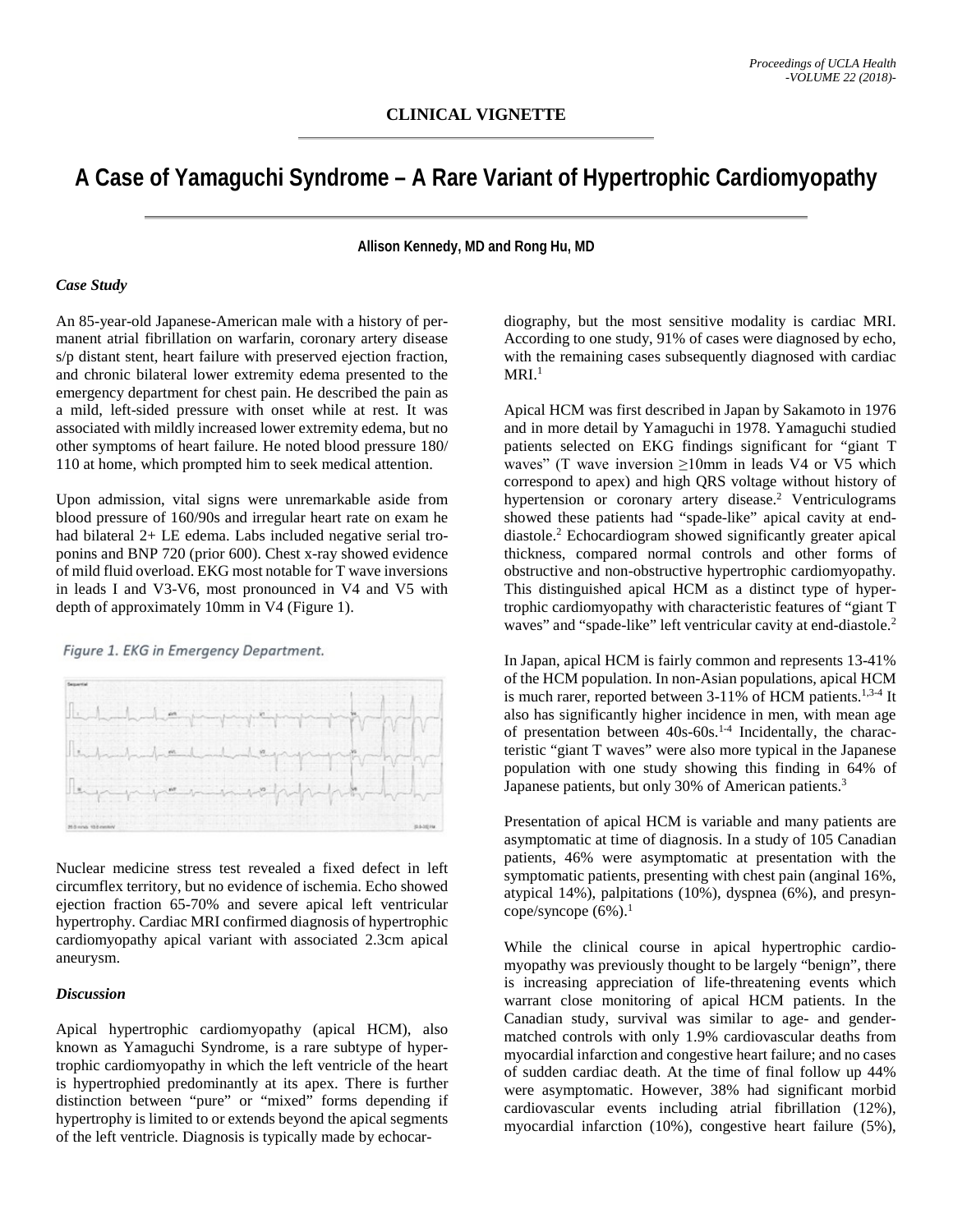**CLINICAL VIGNETTE**

# A Case of Yamaguchi Syndrome – A Rare Variant of Hypertrophic Cardiomyopathy

**Allison Kennedy, MD and Rong Hu, MD**

### *Case Study*

An 85-year-old Japanese-American male with a history of permanent atrial fibrillation on warfarin, coronary artery disease s/p distant stent, heart failure with preserved ejection fraction, and chronic bilateral lower extremity edema presented to the emergency department for chest pain. He described the pain as a mild, left-sided pressure with onset while at rest. It was associated with mildly increased lower extremity edema, but no other symptoms of heart failure. He noted blood pressure 180/110 at home, which prompted him to seek medical attention.

Upon admission, vital signs were unremarkable aside from blood pressure of 160/90s and irregular heart rate on exam he had bilateral 2+ LE edema. Labs included negative serial troponins and BNP 720 (prior 600). Chest x-ray showed evidence of mild fluid overload. EKG most notable for T wave inversions in leads I and V3-V6, most pronounced in V4 and V5 with depth of approximately 10mm in V4 (Figure 1).

*Figure 1. EKG in Emergency Department.*

Nuclear medicine stress test revealed a fixed defect in left circumflex territory, but no evidence of ischemia. Echo showed ejection fraction 65-70% and severe apical left ventricular hypertrophy. Cardiac MRI confirmed diagnosis of hypertrophic cardiomyopathy apical variant with associated 2.3cm apical aneurysm.

### *Discussion*

Apical hypertrophic cardiomyopathy (apical HCM), also known as Yamaguchi Syndrome, is a rare subtype of hypertrophic cardiomyopathy in which the left ventricle of the heart is hypertrophied predominantly at its apex. There is further distinction between "pure" or "mixed" forms depending if hypertrophy is limited to or extends beyond the apical segments of the left ventricle. Diagnosis is typically made by echocardiography, but the most sensitive modality is cardiac MRI. According to one study, 91% of cases were diagnosed by echo, with the remaining cases subsequently diagnosed with cardiac MRI.[1]

Apical HCM was first described in Japan by Sakamoto in 1976 and in more detail by Yamaguchi in 1978. Yamaguchi studied patients selected on EKG findings significant for "giant T waves" (T wave inversion ≥10mm in leads V4 or V5 which correspond to apex) and high QRS voltage without history of hypertension or coronary artery disease.[2] Ventriculograms showed these patients had "spade-like" apical cavity at end-diastole.[2] Echocardiogram showed significantly greater apical thickness, compared normal controls and other forms of obstructive and non-obstructive hypertrophic cardiomyopathy. This distinguished apical HCM as a distinct type of hypertrophic cardiomyopathy with characteristic features of "giant T waves" and "spade-like" left ventricular cavity at end-diastole.[2]

In Japan, apical HCM is fairly common and represents 13-41% of the HCM population. In non-Asian populations, apical HCM is much rarer, reported between 3-11% of HCM patients.[1,3-4] It also has significantly higher incidence in men, with mean age of presentation between 40s-60s.[1-4] Incidentally, the characteristic "giant T waves" were also more typical in the Japanese population with one study showing this finding in 64% of Japanese patients, but only 30% of American patients.[3]

Presentation of apical HCM is variable and many patients are asymptomatic at time of diagnosis. In a study of 105 Canadian patients, 46% were asymptomatic at presentation with the symptomatic patients, presenting with chest pain (anginal 16%, atypical 14%), palpitations (10%), dyspnea (6%), and presyncope/syncope (6%).[1]

While the clinical course in apical hypertrophic cardiomyopathy was previously thought to be largely "benign", there is increasing appreciation of life-threatening events which warrant close monitoring of apical HCM patients. In the Canadian study, survival was similar to age- and gender-matched controls with only 1.9% cardiovascular deaths from myocardial infarction and congestive heart failure; and no cases of sudden cardiac death. At the time of final follow up 44% were asymptomatic. However, 38% had significant morbid cardiovascular events including atrial fibrillation (12%), myocardial infarction (10%), congestive heart failure (5%),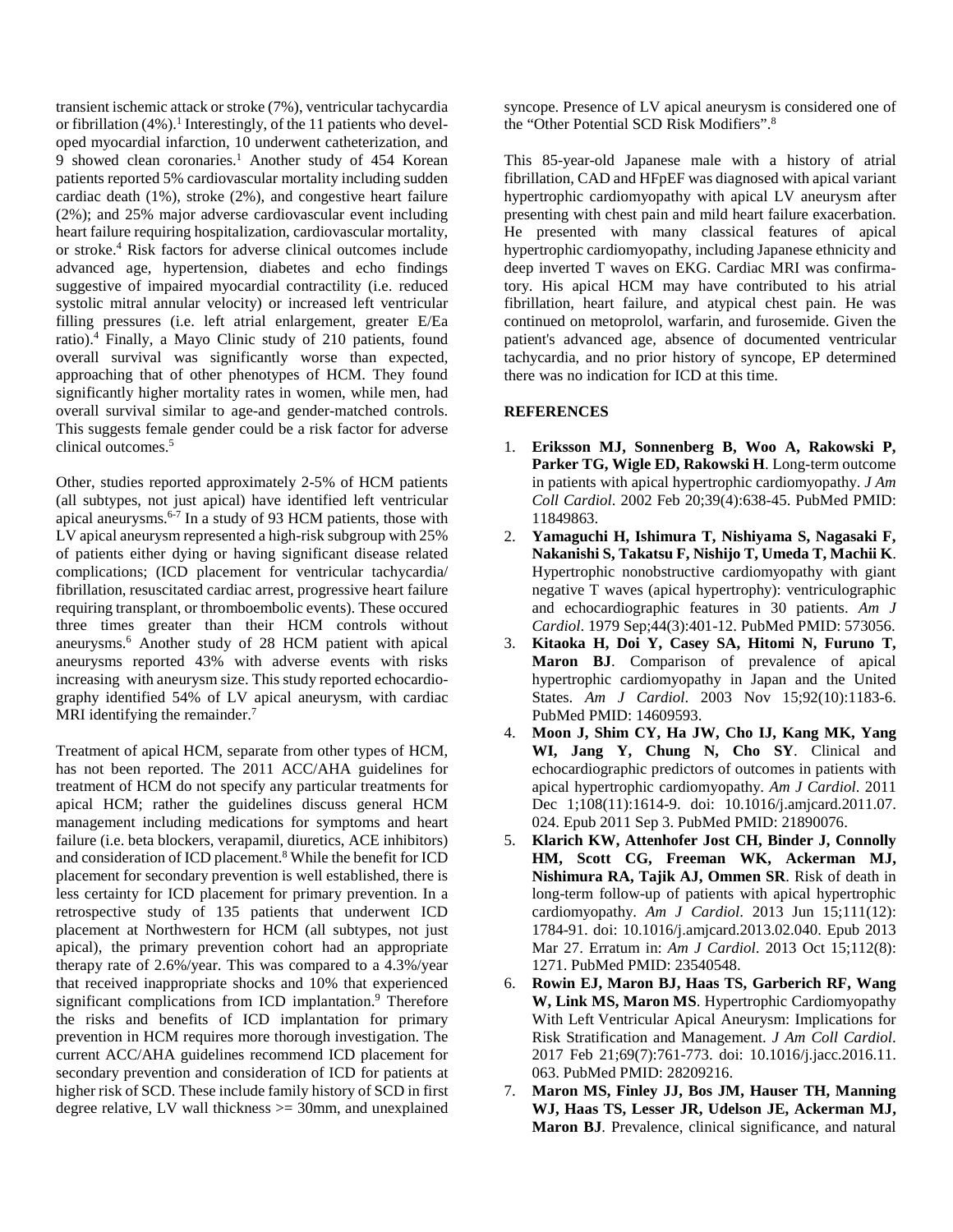transient ischemic attack or stroke (7%), ventricular tachycardia or fibrillation (4%).[1] Interestingly, of the 11 patients who developed myocardial infarction, 10 underwent catheterization, and 9 showed clean coronaries.[1] Another study of 454 Korean patients reported 5% cardiovascular mortality including sudden cardiac death (1%), stroke (2%), and congestive heart failure (2%); and 25% major adverse cardiovascular event including heart failure requiring hospitalization, cardiovascular mortality, or stroke.[4] Risk factors for adverse clinical outcomes include advanced age, hypertension, diabetes and echo findings suggestive of impaired myocardial contractility (i.e. reduced systolic mitral annular velocity) or increased left ventricular filling pressures (i.e. left atrial enlargement, greater E/Ea ratio).[4] Finally, a Mayo Clinic study of 210 patients, found overall survival was significantly worse than expected, approaching that of other phenotypes of HCM. They found significantly higher mortality rates in women, while men, had overall survival similar to age-and gender-matched controls. This suggests female gender could be a risk factor for adverse clinical outcomes.[5]

Other, studies reported approximately 2-5% of HCM patients (all subtypes, not just apical) have identified left ventricular apical aneurysms.[6-7] In a study of 93 HCM patients, those with LV apical aneurysm represented a high-risk subgroup with 25% of patients either dying or having significant disease related complications; (ICD placement for ventricular tachycardia/ fibrillation, resuscitated cardiac arrest, progressive heart failure requiring transplant, or thromboembolic events). These occured three times greater than their HCM controls without aneurysms.[6] Another study of 28 HCM patient with apical aneurysms reported 43% with adverse events with risks increasing with aneurysm size. This study reported echocardiography identified 54% of LV apical aneurysm, with cardiac MRI identifying the remainder.[7]

Treatment of apical HCM, separate from other types of HCM, has not been reported. The 2011 ACC/AHA guidelines for treatment of HCM do not specify any particular treatments for apical HCM; rather the guidelines discuss general HCM management including medications for symptoms and heart failure (i.e. beta blockers, verapamil, diuretics, ACE inhibitors) and consideration of ICD placement.[8] While the benefit for ICD placement for secondary prevention is well established, there is less certainty for ICD placement for primary prevention. In a retrospective study of 135 patients that underwent ICD placement at Northwestern for HCM (all subtypes, not just apical), the primary prevention cohort had an appropriate therapy rate of 2.6%/year. This was compared to a 4.3%/year that received inappropriate shocks and 10% that experienced significant complications from ICD implantation.[9] Therefore the risks and benefits of ICD implantation for primary prevention in HCM requires more thorough investigation. The current ACC/AHA guidelines recommend ICD placement for secondary prevention and consideration of ICD for patients at higher risk of SCD. These include family history of SCD in first degree relative, LV wall thickness >= 30mm, and unexplained syncope. Presence of LV apical aneurysm is considered one of the "Other Potential SCD Risk Modifiers".[8]

This 85-year-old Japanese male with a history of atrial fibrillation, CAD and HFpEF was diagnosed with apical variant hypertrophic cardiomyopathy with apical LV aneurysm after presenting with chest pain and mild heart failure exacerbation. He presented with many classical features of apical hypertrophic cardiomyopathy, including Japanese ethnicity and deep inverted T waves on EKG. Cardiac MRI was confirmatory. His apical HCM may have contributed to his atrial fibrillation, heart failure, and atypical chest pain. He was continued on metoprolol, warfarin, and furosemide. Given the patient's advanced age, absence of documented ventricular tachycardia, and no prior history of syncope, EP determined there was no indication for ICD at this time.

## REFERENCES

1. **Eriksson MJ, Sonnenberg B, Woo A, Rakowski P, Parker TG, Wigle ED, Rakowski H**. Long-term outcome in patients with apical hypertrophic cardiomyopathy. *J Am Coll Cardiol*. 2002 Feb 20;39(4):638-45. PubMed PMID: 11849863.
2. **Yamaguchi H, Ishimura T, Nishiyama S, Nagasaki F, Nakanishi S, Takatsu F, Nishijo T, Umeda T, Machii K**. Hypertrophic nonobstructive cardiomyopathy with giant negative T waves (apical hypertrophy): ventriculographic and echocardiographic features in 30 patients. *Am J Cardiol*. 1979 Sep;44(3):401-12. PubMed PMID: 573056.
3. **Kitaoka H, Doi Y, Casey SA, Hitomi N, Furuno T, Maron BJ**. Comparison of prevalence of apical hypertrophic cardiomyopathy in Japan and the United States. *Am J Cardiol*. 2003 Nov 15;92(10):1183-6. PubMed PMID: 14609593.
4. **Moon J, Shim CY, Ha JW, Cho IJ, Kang MK, Yang WI, Jang Y, Chung N, Cho SY**. Clinical and echocardiographic predictors of outcomes in patients with apical hypertrophic cardiomyopathy. *Am J Cardiol*. 2011 Dec 1;108(11):1614-9. doi: 10.1016/j.amjcard.2011.07.024. Epub 2011 Sep 3. PubMed PMID: 21890076.
5. **Klarich KW, Attenhofer Jost CH, Binder J, Connolly HM, Scott CG, Freeman WK, Ackerman MJ, Nishimura RA, Tajik AJ, Ommen SR**. Risk of death in long-term follow-up of patients with apical hypertrophic cardiomyopathy. *Am J Cardiol*. 2013 Jun 15;111(12): 1784-91. doi: 10.1016/j.amjcard.2013.02.040. Epub 2013 Mar 27. Erratum in: *Am J Cardiol*. 2013 Oct 15;112(8): 1271. PubMed PMID: 23540548.
6. **Rowin EJ, Maron BJ, Haas TS, Garberich RF, Wang W, Link MS, Maron MS**. Hypertrophic Cardiomyopathy With Left Ventricular Apical Aneurysm: Implications for Risk Stratification and Management. *J Am Coll Cardiol*. 2017 Feb 21;69(7):761-773. doi: 10.1016/j.jacc.2016.11.063. PubMed PMID: 28209216.
7. **Maron MS, Finley JJ, Bos JM, Hauser TH, Manning WJ, Haas TS, Lesser JR, Udelson JE, Ackerman MJ, Maron BJ**. Prevalence, clinical significance, and natural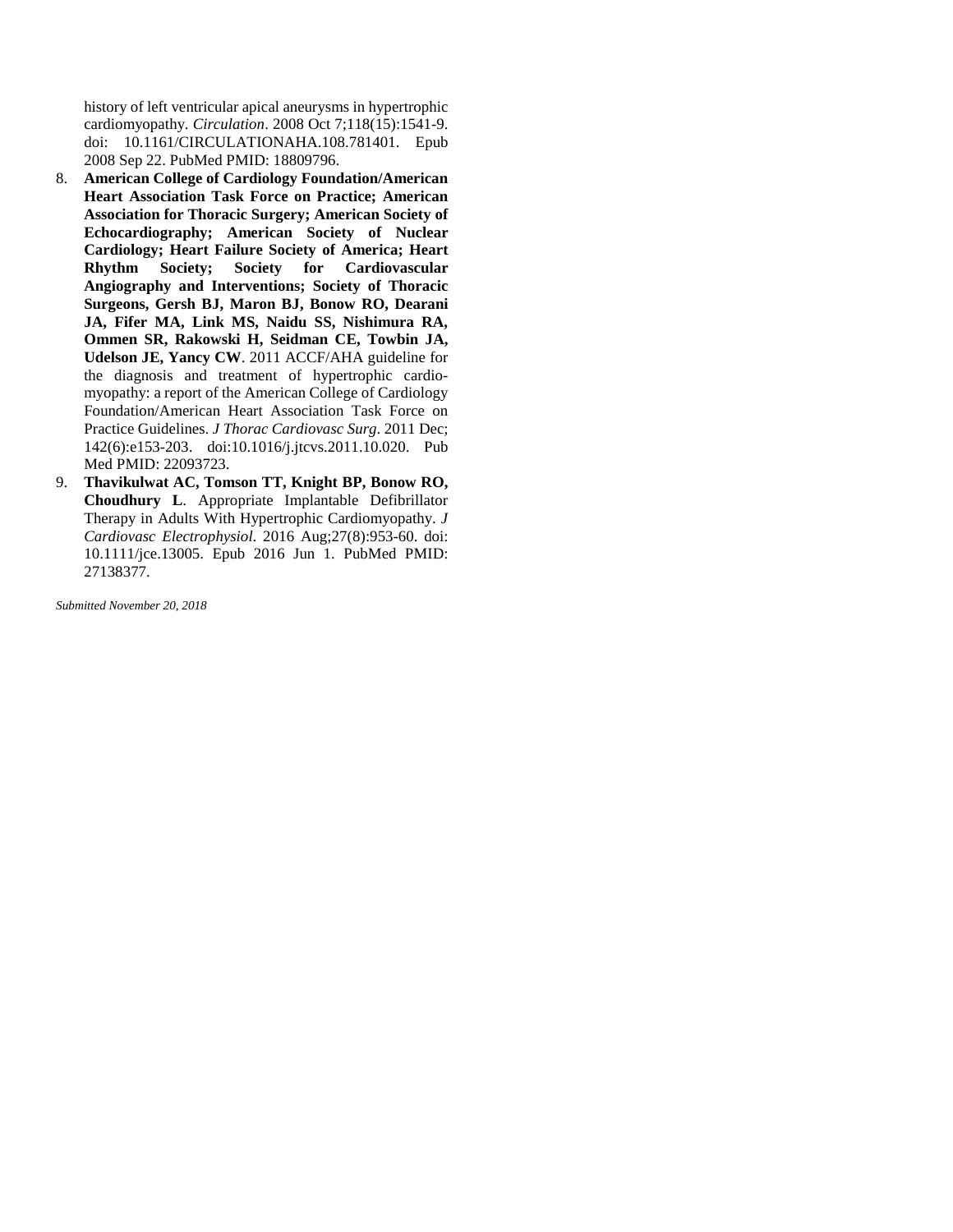history of left ventricular apical aneurysms in hypertrophic cardiomyopathy. *Circulation*. 2008 Oct 7;118(15):1541-9. doi: 10.1161/CIRCULATIONAHA.108.781401. Epub 2008 Sep 22. PubMed PMID: 18809796.

8. **American College of Cardiology Foundation/American Heart Association Task Force on Practice; American Association for Thoracic Surgery; American Society of Echocardiography; American Society of Nuclear Cardiology; Heart Failure Society of America; Heart Rhythm Society; Society for Cardiovascular Angiography and Interventions; Society of Thoracic Surgeons, Gersh BJ, Maron BJ, Bonow RO, Dearani JA, Fifer MA, Link MS, Naidu SS, Nishimura RA, Ommen SR, Rakowski H, Seidman CE, Towbin JA, Udelson JE, Yancy CW**. 2011 ACCF/AHA guideline for the diagnosis and treatment of hypertrophic cardiomyopathy: a report of the American College of Cardiology Foundation/American Heart Association Task Force on Practice Guidelines. *J Thorac Cardiovasc Surg*. 2011 Dec; 142(6):e153-203. doi:10.1016/j.jtcvs.2011.10.020. Pub Med PMID: 22093723.
9. **Thavikulwat AC, Tomson TT, Knight BP, Bonow RO, Choudhury L**. Appropriate Implantable Defibrillator Therapy in Adults With Hypertrophic Cardiomyopathy. *J Cardiovasc Electrophysiol*. 2016 Aug;27(8):953-60. doi: 10.1111/jce.13005. Epub 2016 Jun 1. PubMed PMID: 27138377.

*Submitted November 20, 2018*